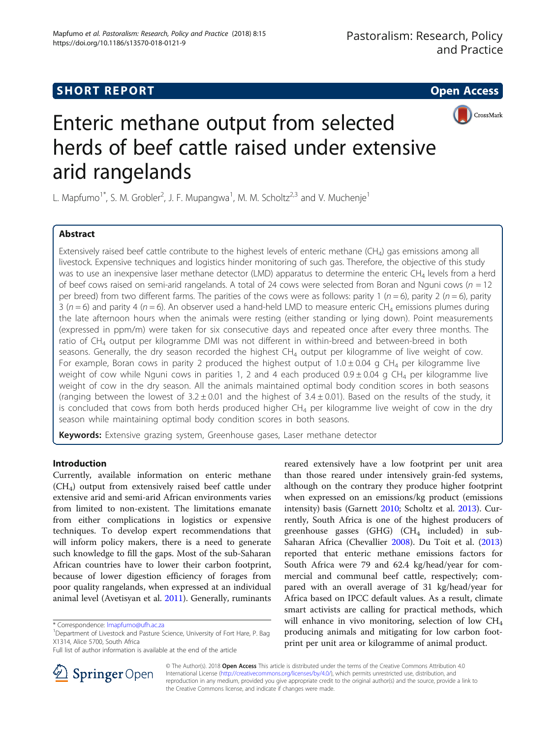SHORT REPORT

Open Access

# Enteric methane output from selected herds of beef cattle raised under extensive arid rangelands

L. Mapfumo[1*], S. M. Grobler[2], J. F. Mupangwa[1], M. M. Scholtz[2,3] and V. Muchenje[1]

## Abstract

Extensively raised beef cattle contribute to the highest levels of enteric methane ($CH_4$) gas emissions among all livestock. Expensive techniques and logistics hinder monitoring of such gas. Therefore, the objective of this study was to use an inexpensive laser methane detector (LMD) apparatus to determine the enteric $CH_4$ levels from a herd of beef cows raised on semi-arid rangelands. A total of 24 cows were selected from Boran and Nguni cows ($n = 12$ per breed) from two different farms. The parities of the cows were as follows: parity 1 ($n = 6$), parity 2 ($n = 6$), parity 3 ($n = 6$) and parity 4 ($n = 6$). An observer used a hand-held LMD to measure enteric $CH_4$ emissions plumes during the late afternoon hours when the animals were resting (either standing or lying down). Point measurements (expressed in ppm/m) were taken for six consecutive days and repeated once after every three months. The ratio of $CH_4$ output per kilogramme DMI was not different in within-breed and between-breed in both seasons. Generally, the dry season recorded the highest $CH_4$ output per kilogramme of live weight of cow. For example, Boran cows in parity 2 produced the highest output of $1.0 \pm 0.04$ g $CH_4$ per kilogramme live weight of cow while Nguni cows in parities 1, 2 and 4 each produced $0.9 \pm 0.04$ g $CH_4$ per kilogramme live weight of cow in the dry season. All the animals maintained optimal body condition scores in both seasons (ranging between the lowest of $3.2 \pm 0.01$ and the highest of $3.4 \pm 0.01$). Based on the results of the study, it is concluded that cows from both herds produced higher $CH_4$ per kilogramme live weight of cow in the dry season while maintaining optimal body condition scores in both seasons.

**Keywords:** Extensive grazing system, Greenhouse gases, Laser methane detector

## Introduction

Currently, available information on enteric methane ($CH_4$) output from extensively raised beef cattle under extensive arid and semi-arid African environments varies from limited to non-existent. The limitations emanate from either complications in logistics or expensive techniques. To develop expert recommendations that will inform policy makers, there is a need to generate such knowledge to fill the gaps. Most of the sub-Saharan African countries have to lower their carbon footprint, because of lower digestion efficiency of forages from poor quality rangelands, when expressed at an individual animal level (Avetisyan et al. 2011). Generally, ruminants reared extensively have a low footprint per unit area than those reared under intensively grain-fed systems, although on the contrary they produce higher footprint when expressed on an emissions/kg product (emissions intensity) basis (Garnett 2010; Scholtz et al. 2013). Currently, South Africa is one of the highest producers of greenhouse gasses (GHG) ($CH_4$ included) in sub-Saharan Africa (Chevallier 2008). Du Toit et al. (2013) reported that enteric methane emissions factors for South Africa were 79 and 62.4 kg/head/year for commercial and communal beef cattle, respectively; compared with an overall average of 31 kg/head/year for Africa based on IPCC default values. As a result, climate smart activists are calling for practical methods, which will enhance in vivo monitoring, selection of low $CH_4$ producing animals and mitigating for low carbon footprint per unit area or kilogramme of animal product.

* Correspondence: lmapfumo@ufh.ac.za

[1]Department of Livestock and Pasture Science, University of Fort Hare, P. Bag X1314, Alice 5700, South Africa

Full list of author information is available at the end of the article

© The Author(s). 2018 **Open Access** This article is distributed under the terms of the Creative Commons Attribution 4.0 International License (http://creativecommons.org/licenses/by/4.0/), which permits unrestricted use, distribution, and reproduction in any medium, provided you give appropriate credit to the original author(s) and the source, provide a link to the Creative Commons license, and indicate if changes were made.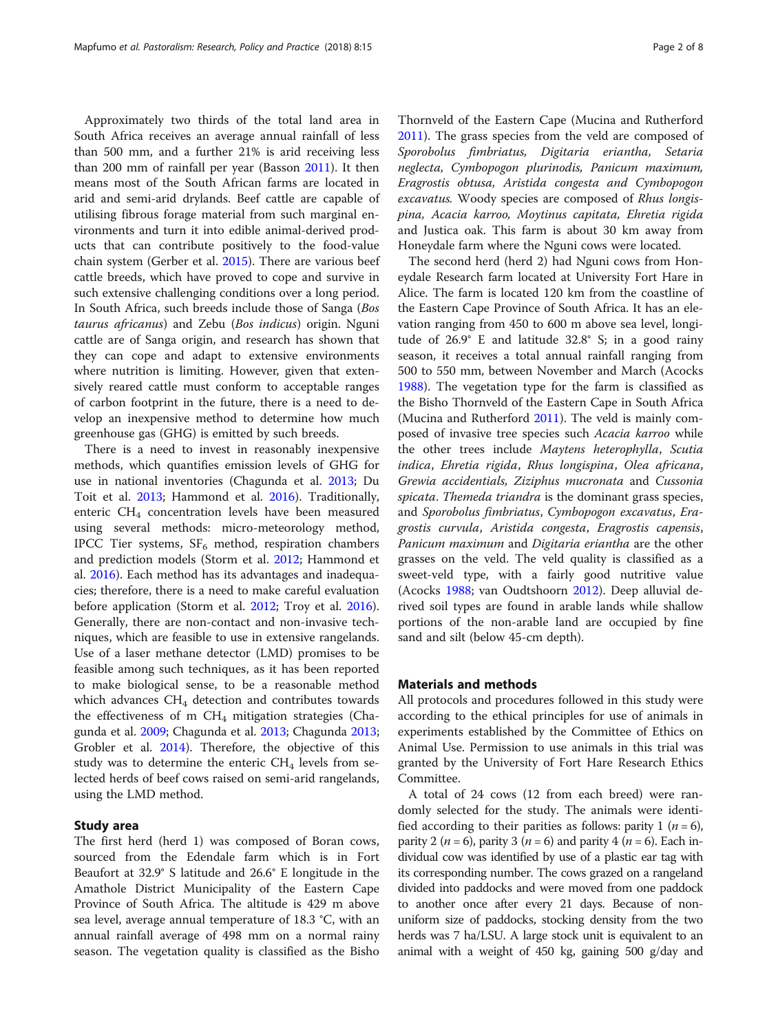Approximately two thirds of the total land area in South Africa receives an average annual rainfall of less than 500 mm, and a further 21% is arid receiving less than 200 mm of rainfall per year (Basson 2011). It then means most of the South African farms are located in arid and semi-arid drylands. Beef cattle are capable of utilising fibrous forage material from such marginal environments and turn it into edible animal-derived products that can contribute positively to the food-value chain system (Gerber et al. 2015). There are various beef cattle breeds, which have proved to cope and survive in such extensive challenging conditions over a long period. In South Africa, such breeds include those of Sanga (*Bos taurus africanus*) and Zebu (*Bos indicus*) origin. Nguni cattle are of Sanga origin, and research has shown that they can cope and adapt to extensive environments where nutrition is limiting. However, given that extensively reared cattle must conform to acceptable ranges of carbon footprint in the future, there is a need to develop an inexpensive method to determine how much greenhouse gas (GHG) is emitted by such breeds.

There is a need to invest in reasonably inexpensive methods, which quantifies emission levels of GHG for use in national inventories (Chagunda et al. 2013; Du Toit et al. 2013; Hammond et al. 2016). Traditionally, enteric $CH_4$ concentration levels have been measured using several methods: micro-meteorology method, IPCC Tier systems, $SF_6$ method, respiration chambers and prediction models (Storm et al. 2012; Hammond et al. 2016). Each method has its advantages and inadequacies; therefore, there is a need to make careful evaluation before application (Storm et al. 2012; Troy et al. 2016). Generally, there are non-contact and non-invasive techniques, which are feasible to use in extensive rangelands. Use of a laser methane detector (LMD) promises to be feasible among such techniques, as it has been reported to make biological sense, to be a reasonable method which advances $CH_4$ detection and contributes towards the effectiveness of m $CH_4$ mitigation strategies (Chagunda et al. 2009; Chagunda et al. 2013; Chagunda 2013; Grobler et al. 2014). Therefore, the objective of this study was to determine the enteric $CH_4$ levels from selected herds of beef cows raised on semi-arid rangelands, using the LMD method.

## Study area

The first herd (herd 1) was composed of Boran cows, sourced from the Edendale farm which is in Fort Beaufort at 32.9° S latitude and 26.6° E longitude in the Amathole District Municipality of the Eastern Cape Province of South Africa. The altitude is 429 m above sea level, average annual temperature of 18.3 °C, with an annual rainfall average of 498 mm on a normal rainy season. The vegetation quality is classified as the Bisho Thornveld of the Eastern Cape (Mucina and Rutherford 2011). The grass species from the veld are composed of *Sporobolus fimbriatus, Digitaria eriantha, Setaria neglecta, Cymbopogon plurinodis, Panicum maximum, Eragrostis obtusa, Aristida congesta and Cymbopogon excavatus.* Woody species are composed of *Rhus longispina, Acacia karroo, Moytinus capitata, Ehretia rigida* and Justica oak. This farm is about 30 km away from Honeydale farm where the Nguni cows were located.

The second herd (herd 2) had Nguni cows from Honeydale Research farm located at University Fort Hare in Alice. The farm is located 120 km from the coastline of the Eastern Cape Province of South Africa. It has an elevation ranging from 450 to 600 m above sea level, longitude of 26.9° E and latitude 32.8° S; in a good rainy season, it receives a total annual rainfall ranging from 500 to 550 mm, between November and March (Acocks 1988). The vegetation type for the farm is classified as the Bisho Thornveld of the Eastern Cape in South Africa (Mucina and Rutherford 2011). The veld is mainly composed of invasive tree species such *Acacia karroo* while the other trees include *Maytens heterophylla*, *Scutia indica*, *Ehretia rigida*, *Rhus longispina*, *Olea africana*, *Grewia accidentials, Ziziphus mucronata* and *Cussonia spicata*. *Themeda triandra* is the dominant grass species, and *Sporobolus fimbriatus*, *Cymbopogon excavatus*, *Eragrostis curvula*, *Aristida congesta*, *Eragrostis capensis*, *Panicum maximum* and *Digitaria eriantha* are the other grasses on the veld. The veld quality is classified as a sweet-veld type, with a fairly good nutritive value (Acocks 1988; van Oudtshoorn 2012). Deep alluvial derived soil types are found in arable lands while shallow portions of the non-arable land are occupied by fine sand and silt (below 45-cm depth).

## Materials and methods

All protocols and procedures followed in this study were according to the ethical principles for use of animals in experiments established by the Committee of Ethics on Animal Use. Permission to use animals in this trial was granted by the University of Fort Hare Research Ethics Committee.

A total of 24 cows (12 from each breed) were randomly selected for the study. The animals were identified according to their parities as follows: parity 1 ($n = 6$), parity 2 ($n = 6$), parity 3 ($n = 6$) and parity 4 ($n = 6$). Each individual cow was identified by use of a plastic ear tag with its corresponding number. The cows grazed on a rangeland divided into paddocks and were moved from one paddock to another once after every 21 days. Because of non-uniform size of paddocks, stocking density from the two herds was 7 ha/LSU. A large stock unit is equivalent to an animal with a weight of 450 kg, gaining 500 g/day and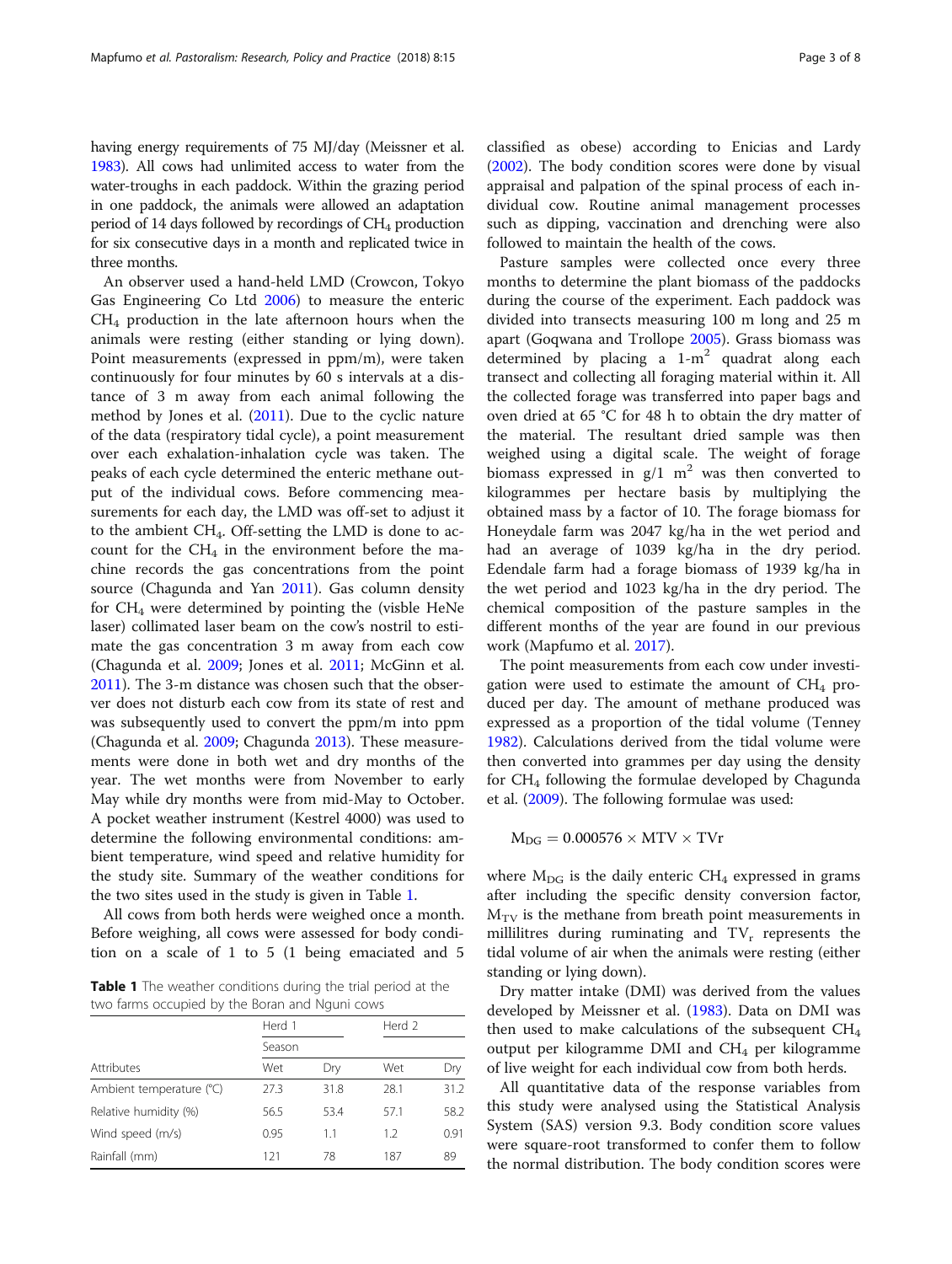having energy requirements of 75 MJ/day (Meissner et al. 1983). All cows had unlimited access to water from the water-troughs in each paddock. Within the grazing period in one paddock, the animals were allowed an adaptation period of 14 days followed by recordings of $CH_4$ production for six consecutive days in a month and replicated twice in three months.

An observer used a hand-held LMD (Crowcon, Tokyo Gas Engineering Co Ltd 2006) to measure the enteric $CH_4$ production in the late afternoon hours when the animals were resting (either standing or lying down). Point measurements (expressed in ppm/m), were taken continuously for four minutes by 60 s intervals at a distance of 3 m away from each animal following the method by Jones et al. (2011). Due to the cyclic nature of the data (respiratory tidal cycle), a point measurement over each exhalation-inhalation cycle was taken. The peaks of each cycle determined the enteric methane output of the individual cows. Before commencing measurements for each day, the LMD was off-set to adjust it to the ambient $CH_4$. Off-setting the LMD is done to account for the $CH_4$ in the environment before the machine records the gas concentrations from the point source (Chagunda and Yan 2011). Gas column density for $CH_4$ were determined by pointing the (visble HeNe laser) collimated laser beam on the cow's nostril to estimate the gas concentration 3 m away from each cow (Chagunda et al. 2009; Jones et al. 2011; McGinn et al. 2011). The 3-m distance was chosen such that the observer does not disturb each cow from its state of rest and was subsequently used to convert the ppm/m into ppm (Chagunda et al. 2009; Chagunda 2013). These measurements were done in both wet and dry months of the year. The wet months were from November to early May while dry months were from mid-May to October. A pocket weather instrument (Kestrel 4000) was used to determine the following environmental conditions: ambient temperature, wind speed and relative humidity for the study site. Summary of the weather conditions for the two sites used in the study is given in Table 1.

All cows from both herds were weighed once a month. Before weighing, all cows were assessed for body condition on a scale of 1 to 5 (1 being emaciated and 5 classified as obese) according to Enicias and Lardy (2002). The body condition scores were done by visual appraisal and palpation of the spinal process of each individual cow. Routine animal management processes such as dipping, vaccination and drenching were also followed to maintain the health of the cows.

**Table 1** The weather conditions during the trial period at the two farms occupied by the Boran and Nguni cows

| | Herd 1 | | Herd 2 | |
|---|---|---|---|---|
| | Season | | | |
| Attributes | Wet | Dry | Wet | Dry |
| Ambient temperature (°C) | 27.3 | 31.8 | 28.1 | 31.2 |
| Relative humidity (%) | 56.5 | 53.4 | 57.1 | 58.2 |
| Wind speed (m/s) | 0.95 | 1.1 | 1.2 | 0.91 |
| Rainfall (mm) | 121 | 78 | 187 | 89 |

Pasture samples were collected once every three months to determine the plant biomass of the paddocks during the course of the experiment. Each paddock was divided into transects measuring 100 m long and 25 m apart (Goqwana and Trollope 2005). Grass biomass was determined by placing a 1-$m^2$ quadrat along each transect and collecting all foraging material within it. All the collected forage was transferred into paper bags and oven dried at 65 °C for 48 h to obtain the dry matter of the material. The resultant dried sample was then weighed using a digital scale. The weight of forage biomass expressed in g/1 $m^2$ was then converted to kilogrammes per hectare basis by multiplying the obtained mass by a factor of 10. The forage biomass for Honeydale farm was 2047 kg/ha in the wet period and had an average of 1039 kg/ha in the dry period. Edendale farm had a forage biomass of 1939 kg/ha in the wet period and 1023 kg/ha in the dry period. The chemical composition of the pasture samples in the different months of the year are found in our previous work (Mapfumo et al. 2017).

The point measurements from each cow under investigation were used to estimate the amount of $CH_4$ produced per day. The amount of methane produced was expressed as a proportion of the tidal volume (Tenney 1982). Calculations derived from the tidal volume were then converted into grammes per day using the density for $CH_4$ following the formulae developed by Chagunda et al. (2009). The following formulae was used:

$$M_{DG} = 0.000576 \times MTV \times TVr$$

where $M_{DG}$ is the daily enteric $CH_4$ expressed in grams after including the specific density conversion factor, $M_{TV}$ is the methane from breath point measurements in millilitres during ruminating and $TV_r$ represents the tidal volume of air when the animals were resting (either standing or lying down).

Dry matter intake (DMI) was derived from the values developed by Meissner et al. (1983). Data on DMI was then used to make calculations of the subsequent $CH_4$ output per kilogramme DMI and $CH_4$ per kilogramme of live weight for each individual cow from both herds.

All quantitative data of the response variables from this study were analysed using the Statistical Analysis System (SAS) version 9.3. Body condition score values were square-root transformed to confer them to follow the normal distribution. The body condition scores were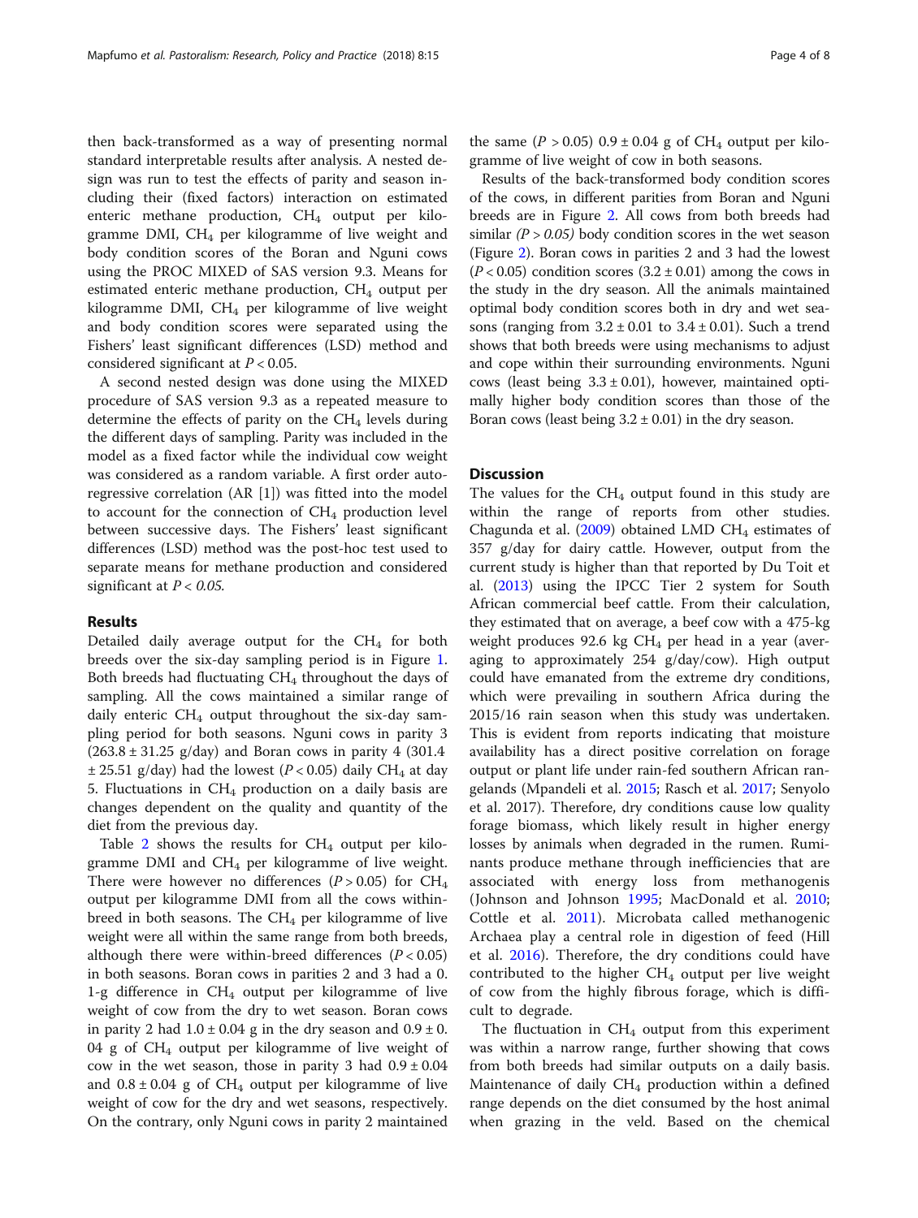then back-transformed as a way of presenting normal standard interpretable results after analysis. A nested design was run to test the effects of parity and season including their (fixed factors) interaction on estimated enteric methane production, $CH_4$ output per kilogramme DMI, $CH_4$ per kilogramme of live weight and body condition scores of the Boran and Nguni cows using the PROC MIXED of SAS version 9.3. Means for estimated enteric methane production, $CH_4$ output per kilogramme DMI, $CH_4$ per kilogramme of live weight and body condition scores were separated using the Fishers' least significant differences (LSD) method and considered significant at $P < 0.05$.

A second nested design was done using the MIXED procedure of SAS version 9.3 as a repeated measure to determine the effects of parity on the $CH_4$ levels during the different days of sampling. Parity was included in the model as a fixed factor while the individual cow weight was considered as a random variable. A first order autoregressive correlation (AR [1]) was fitted into the model to account for the connection of $CH_4$ production level between successive days. The Fishers' least significant differences (LSD) method was the post-hoc test used to separate means for methane production and considered significant at *P < 0.05.*

## Results

Detailed daily average output for the $CH_4$ for both breeds over the six-day sampling period is in Figure 1. Both breeds had fluctuating $CH_4$ throughout the days of sampling. All the cows maintained a similar range of daily enteric $CH_4$ output throughout the six-day sampling period for both seasons. Nguni cows in parity 3 ($263.8 \pm 31.25$ g/day) and Boran cows in parity 4 ($301.4 \pm 25.51$ g/day) had the lowest ($P < 0.05$) daily $CH_4$ at day 5. Fluctuations in $CH_4$ production on a daily basis are changes dependent on the quality and quantity of the diet from the previous day.

Table 2 shows the results for $CH_4$ output per kilogramme DMI and $CH_4$ per kilogramme of live weight. There were however no differences ($P > 0.05$) for $CH_4$ output per kilogramme DMI from all the cows within-breed in both seasons. The $CH_4$ per kilogramme of live weight were all within the same range from both breeds, although there were within-breed differences ($P < 0.05$) in both seasons. Boran cows in parities 2 and 3 had a 0.1-g difference in $CH_4$ output per kilogramme of live weight of cow from the dry to wet season. Boran cows in parity 2 had $1.0 \pm 0.04$ g in the dry season and $0.9 \pm 0.04$ g of $CH_4$ output per kilogramme of live weight of cow in the wet season, those in parity 3 had $0.9 \pm 0.04$ and $0.8 \pm 0.04$ g of $CH_4$ output per kilogramme of live weight of cow for the dry and wet seasons, respectively. On the contrary, only Nguni cows in parity 2 maintained the same ($P > 0.05$) $0.9 \pm 0.04$ g of $CH_4$ output per kilogramme of live weight of cow in both seasons.

Results of the back-transformed body condition scores of the cows, in different parities from Boran and Nguni breeds are in Figure 2. All cows from both breeds had similar *($P > 0.05$)* body condition scores in the wet season (Figure 2). Boran cows in parities 2 and 3 had the lowest ($P < 0.05$) condition scores ($3.2 \pm 0.01$) among the cows in the study in the dry season. All the animals maintained optimal body condition scores both in dry and wet seasons (ranging from $3.2 \pm 0.01$ to $3.4 \pm 0.01$). Such a trend shows that both breeds were using mechanisms to adjust and cope within their surrounding environments. Nguni cows (least being $3.3 \pm 0.01$), however, maintained optimally higher body condition scores than those of the Boran cows (least being $3.2 \pm 0.01$) in the dry season.

## Discussion

The values for the $CH_4$ output found in this study are within the range of reports from other studies. Chagunda et al. (2009) obtained LMD $CH_4$ estimates of 357 g/day for dairy cattle. However, output from the current study is higher than that reported by Du Toit et al. (2013) using the IPCC Tier 2 system for South African commercial beef cattle. From their calculation, they estimated that on average, a beef cow with a 475-kg weight produces 92.6 kg $CH_4$ per head in a year (averaging to approximately 254 g/day/cow). High output could have emanated from the extreme dry conditions, which were prevailing in southern Africa during the 2015/16 rain season when this study was undertaken. This is evident from reports indicating that moisture availability has a direct positive correlation on forage output or plant life under rain-fed southern African rangelands (Mpandeli et al. 2015; Rasch et al. 2017; Senyolo et al. 2017). Therefore, dry conditions cause low quality forage biomass, which likely result in higher energy losses by animals when degraded in the rumen. Ruminants produce methane through inefficiencies that are associated with energy loss from methanogenis (Johnson and Johnson 1995; MacDonald et al. 2010; Cottle et al. 2011). Microbata called methanogenic Archaea play a central role in digestion of feed (Hill et al. 2016). Therefore, the dry conditions could have contributed to the higher $CH_4$ output per live weight of cow from the highly fibrous forage, which is difficult to degrade.

The fluctuation in $CH_4$ output from this experiment was within a narrow range, further showing that cows from both breeds had similar outputs on a daily basis. Maintenance of daily $CH_4$ production within a defined range depends on the diet consumed by the host animal when grazing in the veld. Based on the chemical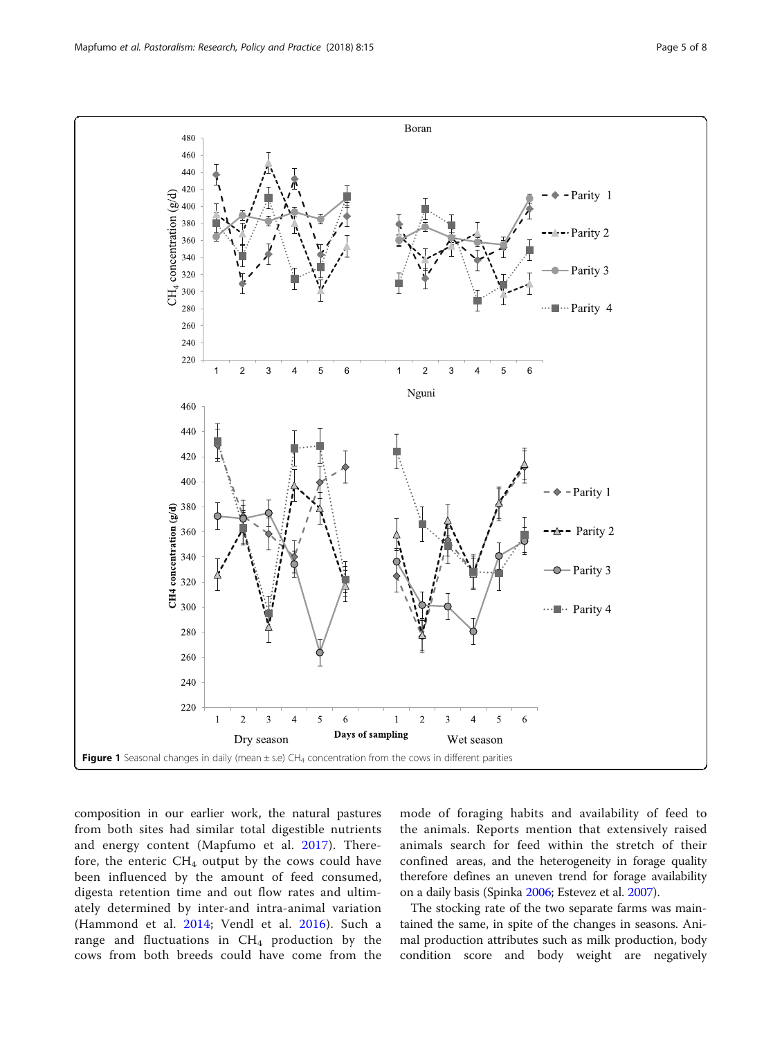Figure 1 Seasonal changes in daily (mean ± s.e) $CH_4$ concentration from the cows in different parities

composition in our earlier work, the natural pastures from both sites had similar total digestible nutrients and energy content (Mapfumo et al. 2017). Therefore, the enteric $CH_4$ output by the cows could have been influenced by the amount of feed consumed, digesta retention time and out flow rates and ultimately determined by inter-and intra-animal variation (Hammond et al. 2014; Vendl et al. 2016). Such a range and fluctuations in $CH_4$ production by the cows from both breeds could have come from the mode of foraging habits and availability of feed to the animals. Reports mention that extensively raised animals search for feed within the stretch of their confined areas, and the heterogeneity in forage quality therefore defines an uneven trend for forage availability on a daily basis (Spinka 2006; Estevez et al. 2007).

The stocking rate of the two separate farms was maintained the same, in spite of the changes in seasons. Animal production attributes such as milk production, body condition score and body weight are negatively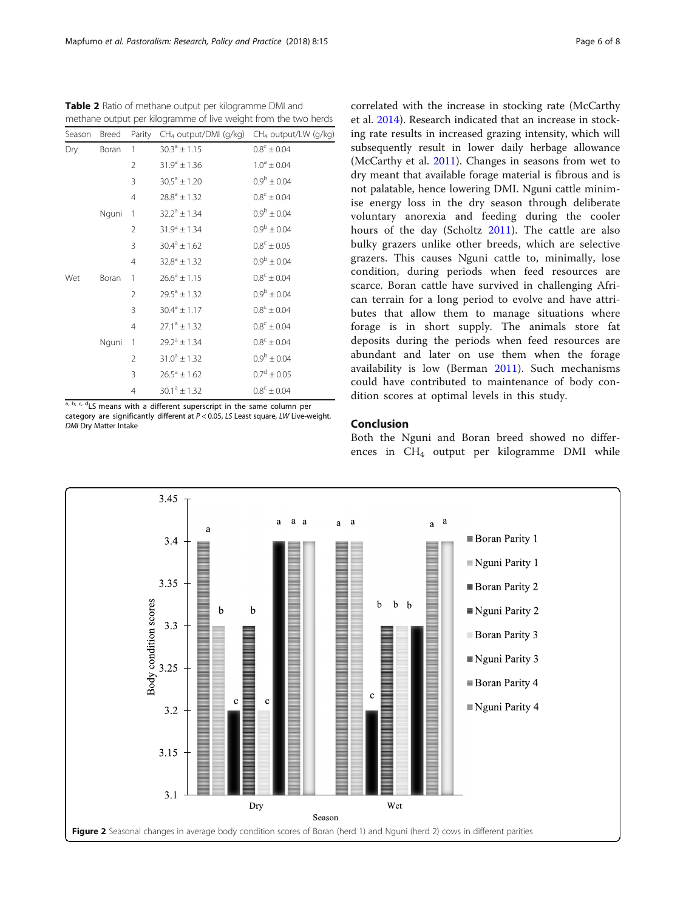**Table 2** Ratio of methane output per kilogramme DMI and methane output per kilogramme of live weight from the two herds

| Season | Breed | Parity | $CH_4$ output/DMI (g/kg) | $CH_4$ output/LW (g/kg) |
|---|---|---|---|---|
| Dry | Boran | 1 | $30.3^a \pm 1.15$ | $0.8^c \pm 0.04$ |
| | | 2 | $31.9^a \pm 1.36$ | $1.0^a \pm 0.04$ |
| | | 3 | $30.5^a \pm 1.20$ | $0.9^b \pm 0.04$ |
| | | 4 | $28.8^a \pm 1.32$ | $0.8^c \pm 0.04$ |
| | Nguni | 1 | $32.2^a \pm 1.34$ | $0.9^b \pm 0.04$ |
| | | 2 | $31.9^a \pm 1.34$ | $0.9^b \pm 0.04$ |
| | | 3 | $30.4^a \pm 1.62$ | $0.8^c \pm 0.05$ |
| | | 4 | $32.8^a \pm 1.32$ | $0.9^b \pm 0.04$ |
| Wet | Boran | 1 | $26.6^a \pm 1.15$ | $0.8^c \pm 0.04$ |
| | | 2 | $29.5^a \pm 1.32$ | $0.9^b \pm 0.04$ |
| | | 3 | $30.4^a \pm 1.17$ | $0.8^c \pm 0.04$ |
| | | 4 | $27.1^a \pm 1.32$ | $0.8^c \pm 0.04$ |
| | Nguni | 1 | $29.2^a \pm 1.34$ | $0.8^c \pm 0.04$ |
| | | 2 | $31.0^a \pm 1.32$ | $0.9^b \pm 0.04$ |
| | | 3 | $26.5^a \pm 1.62$ | $0.7^d \pm 0.05$ |
| | | 4 | $30.1^a \pm 1.32$ | $0.8^c \pm 0.04$ |

a, b, c, d LS means with a different superscript in the same column per category are significantly different at $P < 0.05$, *LS* Least square, *LW* Live-weight, *DMI* Dry Matter Intake

correlated with the increase in stocking rate (McCarthy et al. 2014). Research indicated that an increase in stocking rate results in increased grazing intensity, which will subsequently result in lower daily herbage allowance (McCarthy et al. 2011). Changes in seasons from wet to dry meant that available forage material is fibrous and is not palatable, hence lowering DMI. Nguni cattle minimise energy loss in the dry season through deliberate voluntary anorexia and feeding during the cooler hours of the day (Scholtz 2011). The cattle are also bulky grazers unlike other breeds, which are selective grazers. This causes Nguni cattle to, minimally, lose condition, during periods when feed resources are scarce. Boran cattle have survived in challenging African terrain for a long period to evolve and have attributes that allow them to manage situations where forage is in short supply. The animals store fat deposits during the periods when feed resources are abundant and later on use them when the forage availability is low (Berman 2011). Such mechanisms could have contributed to maintenance of body condition scores at optimal levels in this study.

## Conclusion

Both the Nguni and Boran breed showed no differences in $CH_4$ output per kilogramme DMI while

**Figure 2** Seasonal changes in average body condition scores of Boran (herd 1) and Nguni (herd 2) cows in different parities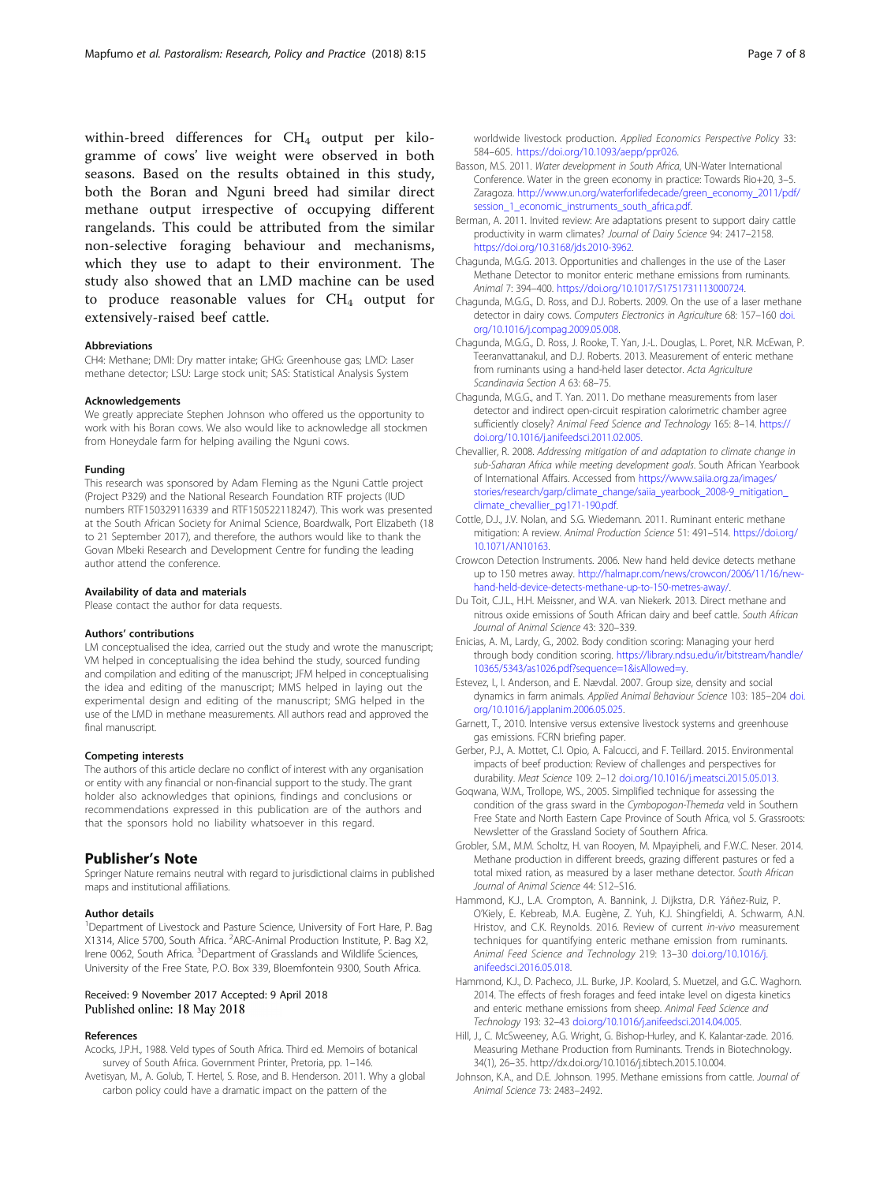within-breed differences for $CH_4$ output per kilogramme of cows' live weight were observed in both seasons. Based on the results obtained in this study, both the Boran and Nguni breed had similar direct methane output irrespective of occupying different rangelands. This could be attributed from the similar non-selective foraging behaviour and mechanisms, which they use to adapt to their environment. The study also showed that an LMD machine can be used to produce reasonable values for $CH_4$ output for extensively-raised beef cattle.

#### Abbreviations
CH4: Methane; DMI: Dry matter intake; GHG: Greenhouse gas; LMD: Laser methane detector; LSU: Large stock unit; SAS: Statistical Analysis System

#### Acknowledgements
We greatly appreciate Stephen Johnson who offered us the opportunity to work with his Boran cows. We also would like to acknowledge all stockmen from Honeydale farm for helping availing the Nguni cows.

#### Funding
This research was sponsored by Adam Fleming as the Nguni Cattle project (Project P329) and the National Research Foundation RTF projects (IUD numbers RTF150329116339 and RTF150522118247). This work was presented at the South African Society for Animal Science, Boardwalk, Port Elizabeth (18 to 21 September 2017), and therefore, the authors would like to thank the Govan Mbeki Research and Development Centre for funding the leading author attend the conference.

#### Availability of data and materials
Please contact the author for data requests.

#### Authors' contributions
LM conceptualised the idea, carried out the study and wrote the manuscript; VM helped in conceptualising the idea behind the study, sourced funding and compilation and editing of the manuscript; JFM helped in conceptualising the idea and editing of the manuscript; MMS helped in laying out the experimental design and editing of the manuscript; SMG helped in the use of the LMD in methane measurements. All authors read and approved the final manuscript.

#### Competing interests
The authors of this article declare no conflict of interest with any organisation or entity with any financial or non-financial support to the study. The grant holder also acknowledges that opinions, findings and conclusions or recommendations expressed in this publication are of the authors and that the sponsors hold no liability whatsoever in this regard.

## Publisher's Note
Springer Nature remains neutral with regard to jurisdictional claims in published maps and institutional affiliations.

#### Author details
[1]Department of Livestock and Pasture Science, University of Fort Hare, P. Bag X1314, Alice 5700, South Africa. [2]ARC-Animal Production Institute, P. Bag X2, Irene 0062, South Africa. [3]Department of Grasslands and Wildlife Sciences, University of the Free State, P.O. Box 339, Bloemfontein 9300, South Africa.

Received: 9 November 2017 Accepted: 9 April 2018
Published online: 18 May 2018

#### References
Acocks, J.P.H., 1988. Veld types of South Africa. Third ed. Memoirs of botanical survey of South Africa. Government Printer, Pretoria, pp. 1–146.

Avetisyan, M., A. Golub, T. Hertel, S. Rose, and B. Henderson. 2011. Why a global carbon policy could have a dramatic impact on the pattern of the worldwide livestock production. *Applied Economics Perspective Policy* 33: 584–605. https://doi.org/10.1093/aepp/ppr026.

Basson, M.S. 2011. *Water development in South Africa*, UN-Water International Conference. Water in the green economy in practice: Towards Rio+20, 3–5. Zaragoza. http://www.un.org/waterforlifedecade/green_economy_2011/pdf/session_1_economic_instruments_south_africa.pdf.

Berman, A. 2011. Invited review: Are adaptations present to support dairy cattle productivity in warm climates? *Journal of Dairy Science* 94: 2417–2158. https://doi.org/10.3168/jds.2010-3962.

Chagunda, M.G.G. 2013. Opportunities and challenges in the use of the Laser Methane Detector to monitor enteric methane emissions from ruminants. *Animal* 7: 394–400. https://doi.org/10.1017/S1751731113000724.

Chagunda, M.G.G., D. Ross, and D.J. Roberts. 2009. On the use of a laser methane detector in dairy cows. *Computers Electronics in Agriculture* 68: 157–160 doi.org/10.1016/j.compag.2009.05.008.

Chagunda, M.G.G., D. Ross, J. Rooke, T. Yan, J.-L. Douglas, L. Poret, N.R. McEwan, P. Teeranvattanakul, and D.J. Roberts. 2013. Measurement of enteric methane from ruminants using a hand-held laser detector. *Acta Agriculture Scandinavia Section A* 63: 68–75.

Chagunda, M.G.G., and T. Yan. 2011. Do methane measurements from laser detector and indirect open-circuit respiration calorimetric chamber agree sufficiently closely? *Animal Feed Science and Technology* 165: 8–14. https://doi.org/10.1016/j.anifeedsci.2011.02.005.

Chevallier, R. 2008. *Addressing mitigation of and adaptation to climate change in sub-Saharan Africa while meeting development goals*. South African Yearbook of International Affairs. Accessed from https://www.saiia.org.za/images/stories/research/garp/climate_change/saiia_yearbook_2008-9_mitigation_climate_chevallier_pg171-190.pdf.

Cottle, D.J., J.V. Nolan, and S.G. Wiedemann. 2011. Ruminant enteric methane mitigation: A review. *Animal Production Science* 51: 491–514. https://doi.org/10.1071/AN10163.

Crowcon Detection Instruments. 2006. New hand held device detects methane up to 150 metres away. http://halmapr.com/news/crowcon/2006/11/16/new-hand-held-device-detects-methane-up-to-150-metres-away/.

Du Toit, C.J.L., H.H. Meissner, and W.A. van Niekerk. 2013. Direct methane and nitrous oxide emissions of South African dairy and beef cattle. *South African Journal of Animal Science* 43: 320–339.

Enicias, A. M., Lardy, G., 2002. Body condition scoring: Managing your herd through body condition scoring. https://library.ndsu.edu/ir/bitstream/handle/10365/5343/as1026.pdf?sequence=1&isAllowed=y.

Estevez, I., I. Anderson, and E. Nævdal. 2007. Group size, density and social dynamics in farm animals. *Applied Animal Behaviour Science* 103: 185–204 doi.org/10.1016/j.applanim.2006.05.025.

Garnett, T., 2010. Intensive versus extensive livestock systems and greenhouse gas emissions. FCRN briefing paper.

Gerber, P.J., A. Mottet, C.I. Opio, A. Falcucci, and F. Teillard. 2015. Environmental impacts of beef production: Review of challenges and perspectives for durability. *Meat Science* 109: 2–12 doi.org/10.1016/j.meatsci.2015.05.013.

Goqwana, W.M., Trollope, WS., 2005. Simplified technique for assessing the condition of the grass sward in the *Cymbopogon-Themeda* veld in Southern Free State and North Eastern Cape Province of South Africa, vol 5. Grassroots: Newsletter of the Grassland Society of Southern Africa.

Grobler, S.M., M.M. Scholtz, H. van Rooyen, M. Mpayipheli, and F.W.C. Neser. 2014. Methane production in different breeds, grazing different pastures or fed a total mixed ration, as measured by a laser methane detector. *South African Journal of Animal Science* 44: S12–S16.

Hammond, K.J., L.A. Crompton, A. Bannink, J. Dijkstra, D.R. Yáñez-Ruiz, P. O'Kiely, E. Kebreab, M.A. Eugène, Z. Yuh, K.J. Shingfieldi, A. Schwarm, A.N. Hristov, and C.K. Reynolds. 2016. Review of current *in-vivo* measurement techniques for quantifying enteric methane emission from ruminants. *Animal Feed Science and Technology* 219: 13–30 doi.org/10.1016/j.anifeedsci.2016.05.018.

Hammond, K.J., D. Pacheco, J.L. Burke, J.P. Koolard, S. Muetzel, and G.C. Waghorn. 2014. The effects of fresh forages and feed intake level on digesta kinetics and enteric methane emissions from sheep. *Animal Feed Science and Technology* 193: 32–43 doi.org/10.1016/j.anifeedsci.2014.04.005.

Hill, J., C. McSweeney, A.G. Wright, G. Bishop-Hurley, and K. Kalantar-zade. 2016. Measuring Methane Production from Ruminants. Trends in Biotechnology. 34(1), 26–35. http://dx.doi.org/10.1016/j.tibtech.2015.10.004.

Johnson, K.A., and D.E. Johnson. 1995. Methane emissions from cattle. *Journal of Animal Science* 73: 2483–2492.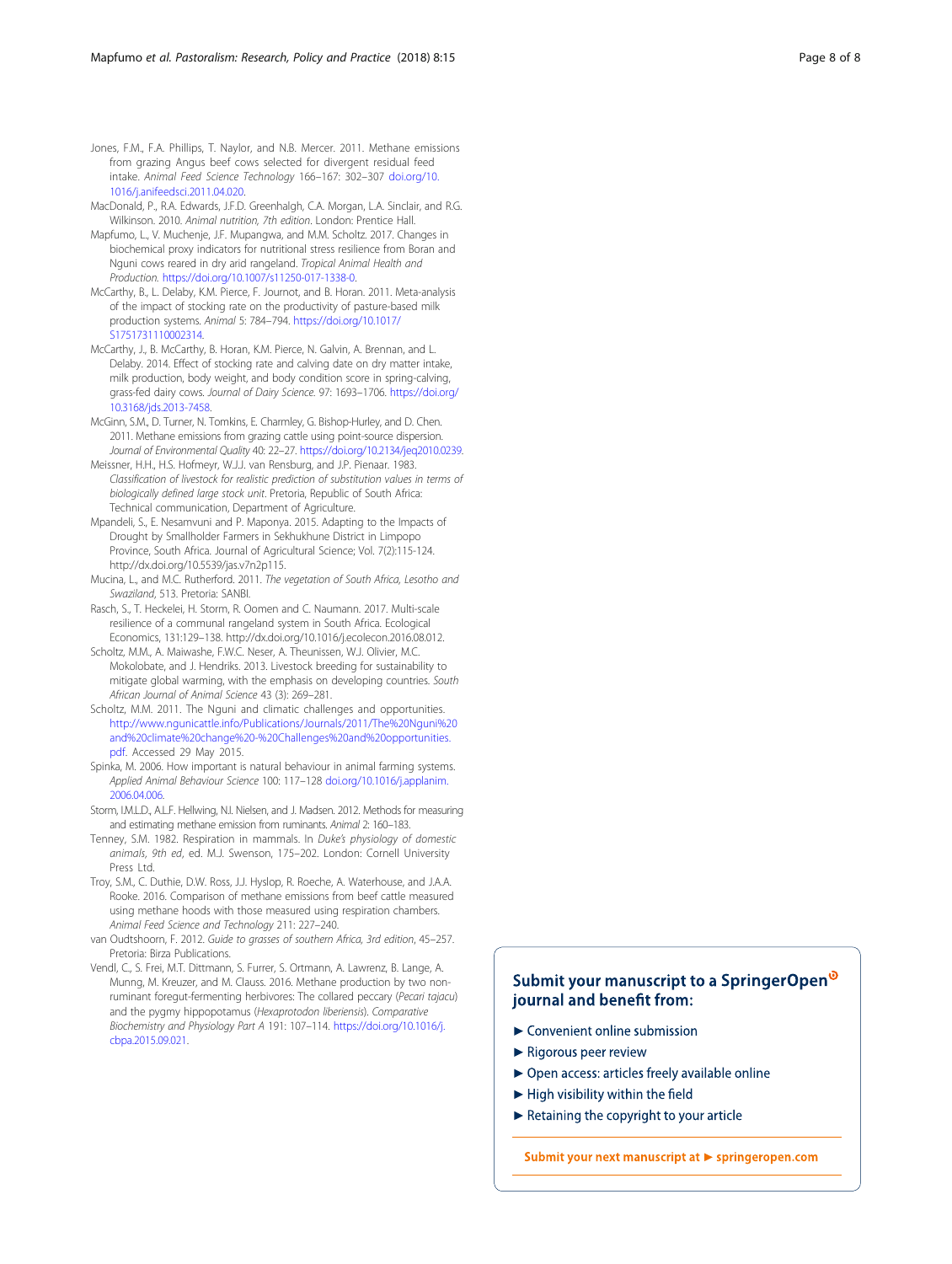Jones, F.M., F.A. Phillips, T. Naylor, and N.B. Mercer. 2011. Methane emissions from grazing Angus beef cows selected for divergent residual feed intake. *Animal Feed Science Technology* 166–167: 302–307 doi.org/10.1016/j.anifeedsci.2011.04.020.

MacDonald, P., R.A. Edwards, J.F.D. Greenhalgh, C.A. Morgan, L.A. Sinclair, and R.G. Wilkinson. 2010. *Animal nutrition, 7th edition*. London: Prentice Hall.

Mapfumo, L., V. Muchenje, J.F. Mupangwa, and M.M. Scholtz. 2017. Changes in biochemical proxy indicators for nutritional stress resilience from Boran and Nguni cows reared in dry arid rangeland. *Tropical Animal Health and Production*. https://doi.org/10.1007/s11250-017-1338-0.

McCarthy, B., L. Delaby, K.M. Pierce, F. Journot, and B. Horan. 2011. Meta-analysis of the impact of stocking rate on the productivity of pasture-based milk production systems. *Animal* 5: 784–794. https://doi.org/10.1017/S1751731110002314.

McCarthy, J., B. McCarthy, B. Horan, K.M. Pierce, N. Galvin, A. Brennan, and L. Delaby. 2014. Effect of stocking rate and calving date on dry matter intake, milk production, body weight, and body condition score in spring-calving, grass-fed dairy cows. *Journal of Dairy Science*. 97: 1693–1706. https://doi.org/10.3168/jds.2013-7458.

McGinn, S.M., D. Turner, N. Tomkins, E. Charmley, G. Bishop-Hurley, and D. Chen. 2011. Methane emissions from grazing cattle using point-source dispersion. *Journal of Environmental Quality* 40: 22–27. https://doi.org/10.2134/jeq2010.0239.

Meissner, H.H., H.S. Hofmeyr, W.J.J. van Rensburg, and J.P. Pienaar. 1983. *Classification of livestock for realistic prediction of substitution values in terms of biologically defined large stock unit*. Pretoria, Republic of South Africa: Technical communication, Department of Agriculture.

Mpandeli, S., E. Nesamvuni and P. Maponya. 2015. Adapting to the Impacts of Drought by Smallholder Farmers in Sekhukhune District in Limpopo Province, South Africa. Journal of Agricultural Science; Vol. 7(2):115-124. http://dx.doi.org/10.5539/jas.v7n2p115.

Mucina, L., and M.C. Rutherford. 2011. *The vegetation of South Africa, Lesotho and Swaziland*, 513. Pretoria: SANBI.

Rasch, S., T. Heckelei, H. Storm, R. Oomen and C. Naumann. 2017. Multi-scale resilience of a communal rangeland system in South Africa. Ecological Economics, 131:129–138. http://dx.doi.org/10.1016/j.ecolecon.2016.08.012.

Scholtz, M.M., A. Maiwashe, F.W.C. Neser, A. Theunissen, W.J. Olivier, M.C. Mokolobate, and J. Hendriks. 2013. Livestock breeding for sustainability to mitigate global warming, with the emphasis on developing countries. *South African Journal of Animal Science* 43 (3): 269–281.

Scholtz, M.M. 2011. The Nguni and climatic challenges and opportunities. http://www.ngunicattle.info/Publications/Journals/2011/The%20Nguni%20and%20climate%20change%20-%20Challenges%20and%20opportunities.pdf. Accessed 29 May 2015.

Spinka, M. 2006. How important is natural behaviour in animal farming systems. *Applied Animal Behaviour Science* 100: 117–128 doi.org/10.1016/j.applanim.2006.04.006.

Storm, I.M.L.D., A.L.F. Hellwing, N.I. Nielsen, and J. Madsen. 2012. Methods for measuring and estimating methane emission from ruminants. *Animal* 2: 160–183.

Tenney, S.M. 1982. Respiration in mammals. In *Duke's physiology of domestic animals, 9th ed*, ed. M.J. Swenson, 175–202. London: Cornell University Press Ltd.

Troy, S.M., C. Duthie, D.W. Ross, J.J. Hyslop, R. Roeche, A. Waterhouse, and J.A.A. Rooke. 2016. Comparison of methane emissions from beef cattle measured using methane hoods with those measured using respiration chambers. *Animal Feed Science and Technology* 211: 227–240.

van Oudtshoorn, F. 2012. *Guide to grasses of southern Africa, 3rd edition*, 45–257. Pretoria: Birza Publications.

Vendl, C., S. Frei, M.T. Dittmann, S. Furrer, S. Ortmann, A. Lawrenz, B. Lange, A. Munng, M. Kreuzer, and M. Clauss. 2016. Methane production by two non-ruminant foregut-fermenting herbivores: The collared peccary (*Pecari tajacu*) and the pygmy hippopotamus (*Hexaprotodon liberiensis*). *Comparative Biochemistry and Physiology Part A* 191: 107–114. https://doi.org/10.1016/j.cbpa.2015.09.021.

**Submit your manuscript to a SpringerOpen journal and benefit from:**

- ► Convenient online submission
- ► Rigorous peer review
- ► Open access: articles freely available online
- ► High visibility within the field
- ► Retaining the copyright to your article

**Submit your next manuscript at ► springeropen.com**